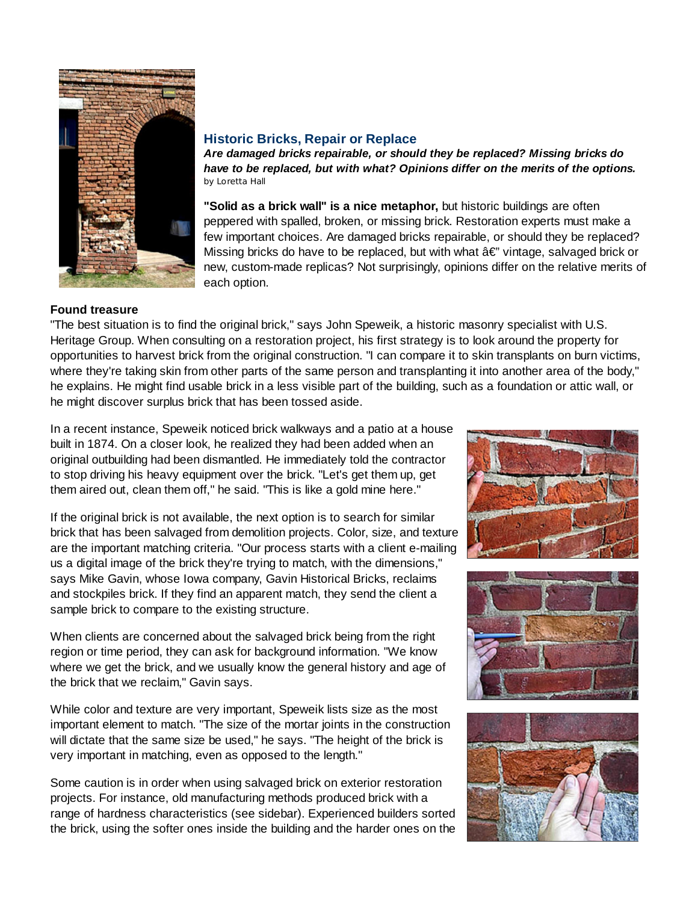## Historic Bricks, Repair or Replace

***Are damaged bricks repairable, or should they be replaced? Missing bricks do have to be replaced, but with what? Opinions differ on the merits of the options.***

by Loretta Hall

**"Solid as a brick wall" is a nice metaphor,** but historic buildings are often peppered with spalled, broken, or missing brick. Restoration experts must make a few important choices. Are damaged bricks repairable, or should they be replaced? Missing bricks do have to be replaced, but with what â€" vintage, salvaged brick or new, custom-made replicas? Not surprisingly, opinions differ on the relative merits of each option.

**Found treasure**

"The best situation is to find the original brick," says John Speweik, a historic masonry specialist with U.S. Heritage Group. When consulting on a restoration project, his first strategy is to look around the property for opportunities to harvest brick from the original construction. "I can compare it to skin transplants on burn victims, where they're taking skin from other parts of the same person and transplanting it into another area of the body," he explains. He might find usable brick in a less visible part of the building, such as a foundation or attic wall, or he might discover surplus brick that has been tossed aside.

In a recent instance, Speweik noticed brick walkways and a patio at a house built in 1874. On a closer look, he realized they had been added when an original outbuilding had been dismantled. He immediately told the contractor to stop driving his heavy equipment over the brick. "Let's get them up, get them aired out, clean them off," he said. "This is like a gold mine here."

If the original brick is not available, the next option is to search for similar brick that has been salvaged from demolition projects. Color, size, and texture are the important matching criteria. "Our process starts with a client e-mailing us a digital image of the brick they're trying to match, with the dimensions," says Mike Gavin, whose Iowa company, Gavin Historical Bricks, reclaims and stockpiles brick. If they find an apparent match, they send the client a sample brick to compare to the existing structure.

When clients are concerned about the salvaged brick being from the right region or time period, they can ask for background information. "We know where we get the brick, and we usually know the general history and age of the brick that we reclaim," Gavin says.

While color and texture are very important, Speweik lists size as the most important element to match. "The size of the mortar joints in the construction will dictate that the same size be used," he says. "The height of the brick is very important in matching, even as opposed to the length."

Some caution is in order when using salvaged brick on exterior restoration projects. For instance, old manufacturing methods produced brick with a range of hardness characteristics (see sidebar). Experienced builders sorted the brick, using the softer ones inside the building and the harder ones on the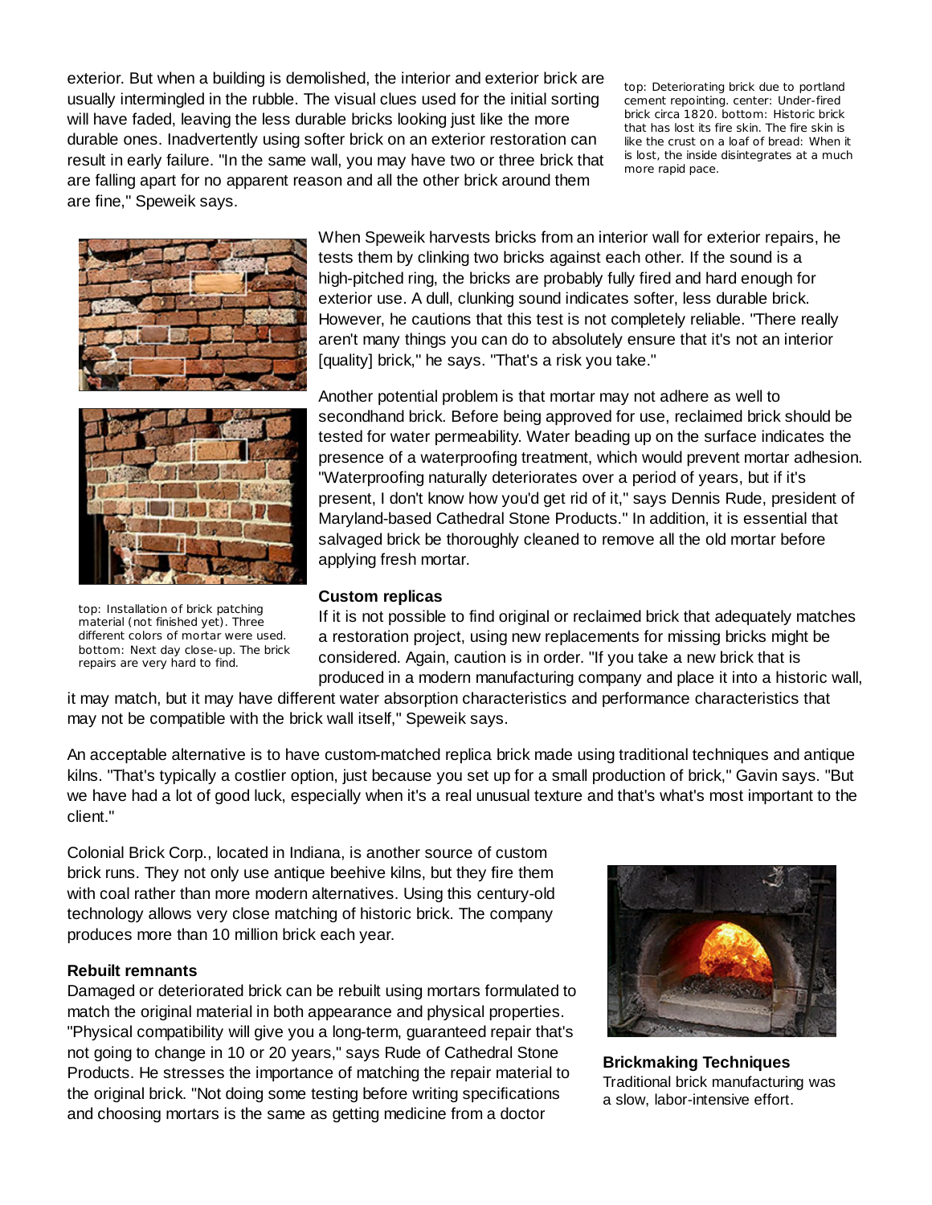exterior. But when a building is demolished, the interior and exterior brick are usually intermingled in the rubble. The visual clues used for the initial sorting will have faded, leaving the less durable bricks looking just like the more durable ones. Inadvertently using softer brick on an exterior restoration can result in early failure. "In the same wall, you may have two or three brick that are falling apart for no apparent reason and all the other brick around them are fine," Speweik says.

top: Deteriorating brick due to portland cement repointing. center: Under-fired brick circa 1820. bottom: Historic brick that has lost its fire skin. The fire skin is like the crust on a loaf of bread: When it is lost, the inside disintegrates at a much more rapid pace.

When Speweik harvests bricks from an interior wall for exterior repairs, he tests them by clinking two bricks against each other. If the sound is a high-pitched ring, the bricks are probably fully fired and hard enough for exterior use. A dull, clunking sound indicates softer, less durable brick. However, he cautions that this test is not completely reliable. "There really aren't many things you can do to absolutely ensure that it's not an interior [quality] brick," he says. "That's a risk you take."

Another potential problem is that mortar may not adhere as well to secondhand brick. Before being approved for use, reclaimed brick should be tested for water permeability. Water beading up on the surface indicates the presence of a waterproofing treatment, which would prevent mortar adhesion. "Waterproofing naturally deteriorates over a period of years, but if it's present, I don't know how you'd get rid of it," says Dennis Rude, president of Maryland-based Cathedral Stone Products." In addition, it is essential that salvaged brick be thoroughly cleaned to remove all the old mortar before applying fresh mortar.

top: Installation of brick patching material (not finished yet). Three different colors of mortar were used. bottom: Next day close-up. The brick repairs are very hard to find.

**Custom replicas**

If it is not possible to find original or reclaimed brick that adequately matches a restoration project, using new replacements for missing bricks might be considered. Again, caution is in order. "If you take a new brick that is produced in a modern manufacturing company and place it into a historic wall, it may match, but it may have different water absorption characteristics and performance characteristics that may not be compatible with the brick wall itself," Speweik says.

An acceptable alternative is to have custom-matched replica brick made using traditional techniques and antique kilns. "That's typically a costlier option, just because you set up for a small production of brick," Gavin says. "But we have had a lot of good luck, especially when it's a real unusual texture and that's what's most important to the client."

Colonial Brick Corp., located in Indiana, is another source of custom brick runs. They not only use antique beehive kilns, but they fire them with coal rather than more modern alternatives. Using this century-old technology allows very close matching of historic brick. The company produces more than 10 million brick each year.

**Brickmaking Techniques**
Traditional brick manufacturing was a slow, labor-intensive effort.

**Rebuilt remnants**

Damaged or deteriorated brick can be rebuilt using mortars formulated to match the original material in both appearance and physical properties. "Physical compatibility will give you a long-term, guaranteed repair that's not going to change in 10 or 20 years," says Rude of Cathedral Stone Products. He stresses the importance of matching the repair material to the original brick. "Not doing some testing before writing specifications and choosing mortars is the same as getting medicine from a doctor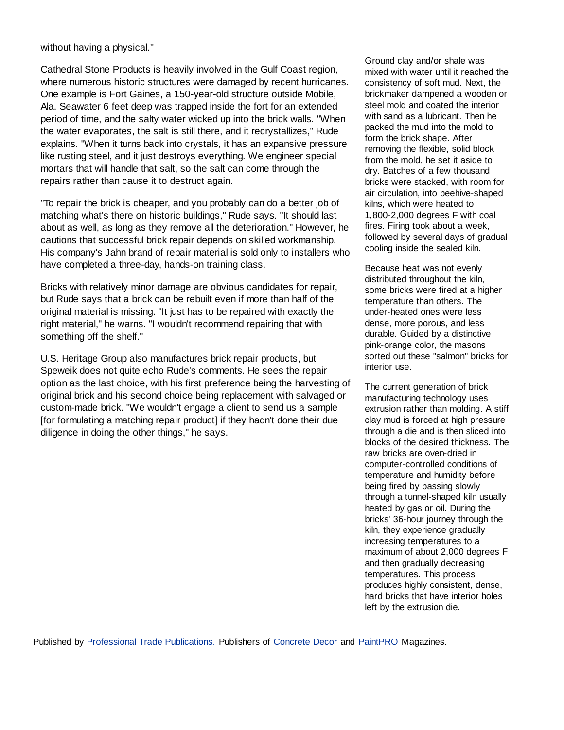without having a physical."

Cathedral Stone Products is heavily involved in the Gulf Coast region, where numerous historic structures were damaged by recent hurricanes. One example is Fort Gaines, a 150-year-old structure outside Mobile, Ala. Seawater 6 feet deep was trapped inside the fort for an extended period of time, and the salty water wicked up into the brick walls. "When the water evaporates, the salt is still there, and it recrystallizes," Rude explains. "When it turns back into crystals, it has an expansive pressure like rusting steel, and it just destroys everything. We engineer special mortars that will handle that salt, so the salt can come through the repairs rather than cause it to destruct again.

"To repair the brick is cheaper, and you probably can do a better job of matching what's there on historic buildings," Rude says. "It should last about as well, as long as they remove all the deterioration." However, he cautions that successful brick repair depends on skilled workmanship. His company's Jahn brand of repair material is sold only to installers who have completed a three-day, hands-on training class.

Bricks with relatively minor damage are obvious candidates for repair, but Rude says that a brick can be rebuilt even if more than half of the original material is missing. "It just has to be repaired with exactly the right material," he warns. "I wouldn't recommend repairing that with something off the shelf."

U.S. Heritage Group also manufactures brick repair products, but Speweik does not quite echo Rude's comments. He sees the repair option as the last choice, with his first preference being the harvesting of original brick and his second choice being replacement with salvaged or custom-made brick. "We wouldn't engage a client to send us a sample [for formulating a matching repair product] if they hadn't done their due diligence in doing the other things," he says.

Ground clay and/or shale was mixed with water until it reached the consistency of soft mud. Next, the brickmaker dampened a wooden or steel mold and coated the interior with sand as a lubricant. Then he packed the mud into the mold to form the brick shape. After removing the flexible, solid block from the mold, he set it aside to dry. Batches of a few thousand bricks were stacked, with room for air circulation, into beehive-shaped kilns, which were heated to 1,800-2,000 degrees F with coal fires. Firing took about a week, followed by several days of gradual cooling inside the sealed kiln.

Because heat was not evenly distributed throughout the kiln, some bricks were fired at a higher temperature than others. The under-heated ones were less dense, more porous, and less durable. Guided by a distinctive pink-orange color, the masons sorted out these "salmon" bricks for interior use.

The current generation of brick manufacturing technology uses extrusion rather than molding. A stiff clay mud is forced at high pressure through a die and is then sliced into blocks of the desired thickness. The raw bricks are oven-dried in computer-controlled conditions of temperature and humidity before being fired by passing slowly through a tunnel-shaped kiln usually heated by gas or oil. During the bricks' 36-hour journey through the kiln, they experience gradually increasing temperatures to a maximum of about 2,000 degrees F and then gradually decreasing temperatures. This process produces highly consistent, dense, hard bricks that have interior holes left by the extrusion die.

Published by Professional Trade Publications. Publishers of Concrete Decor and PaintPRO Magazines.